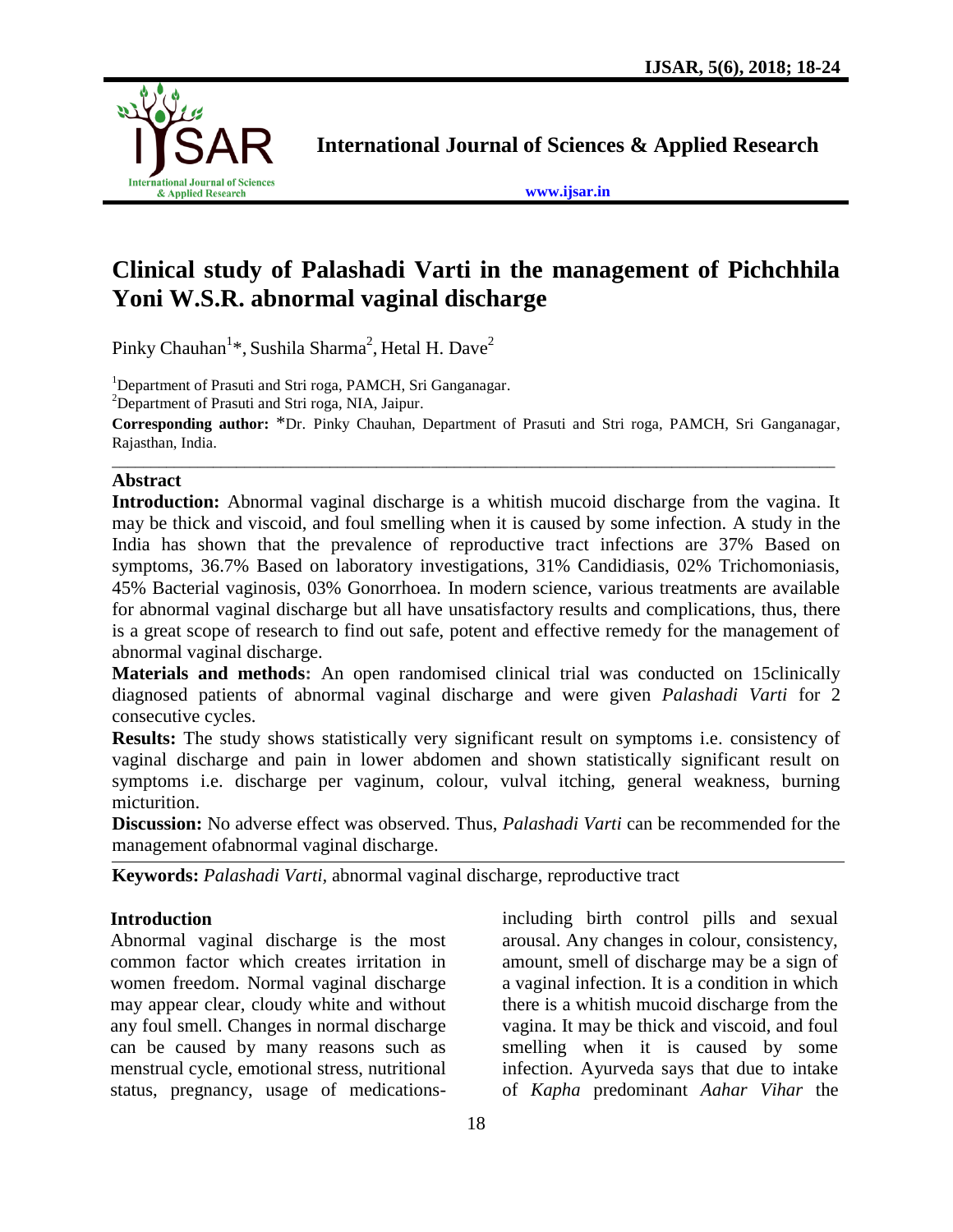# Clinical study of Palashadi Varti in the management of Pichchhila Yoni W.S.R. abnormal vaginal discharge

Pinky Chauhan[1]*, Sushila Sharma[2], Hetal H. Dave[2]

[1]Department of Prasuti and Stri roga, PAMCH, Sri Ganganagar.

[2]Department of Prasuti and Stri roga, NIA, Jaipur.

**Corresponding author:** *Dr. Pinky Chauhan, Department of Prasuti and Stri roga, PAMCH, Sri Ganganagar, Rajasthan, India.

## Abstract

**Introduction:** Abnormal vaginal discharge is a whitish mucoid discharge from the vagina. It may be thick and viscoid, and foul smelling when it is caused by some infection. A study in the India has shown that the prevalence of reproductive tract infections are 37% Based on symptoms, 36.7% Based on laboratory investigations, 31% Candidiasis, 02% Trichomoniasis, 45% Bacterial vaginosis, 03% Gonorrhoea. In modern science, various treatments are available for abnormal vaginal discharge but all have unsatisfactory results and complications, thus, there is a great scope of research to find out safe, potent and effective remedy for the management of abnormal vaginal discharge.

**Materials and methods:** An open randomised clinical trial was conducted on 15clinically diagnosed patients of abnormal vaginal discharge and were given *Palashadi Varti* for 2 consecutive cycles.

**Results:** The study shows statistically very significant result on symptoms i.e. consistency of vaginal discharge and pain in lower abdomen and shown statistically significant result on symptoms i.e. discharge per vaginum, colour, vulval itching, general weakness, burning micturition.

**Discussion:** No adverse effect was observed. Thus, *Palashadi Varti* can be recommended for the management ofabnormal vaginal discharge.

**Keywords:** *Palashadi Varti,* abnormal vaginal discharge, reproductive tract

## Introduction

Abnormal vaginal discharge is the most common factor which creates irritation in women freedom. Normal vaginal discharge may appear clear, cloudy white and without any foul smell. Changes in normal discharge can be caused by many reasons such as menstrual cycle, emotional stress, nutritional status, pregnancy, usage of medications- including birth control pills and sexual arousal. Any changes in colour, consistency, amount, smell of discharge may be a sign of a vaginal infection. It is a condition in which there is a whitish mucoid discharge from the vagina. It may be thick and viscoid, and foul smelling when it is caused by some infection. Ayurveda says that due to intake of *Kapha* predominant *Aahar Vihar* the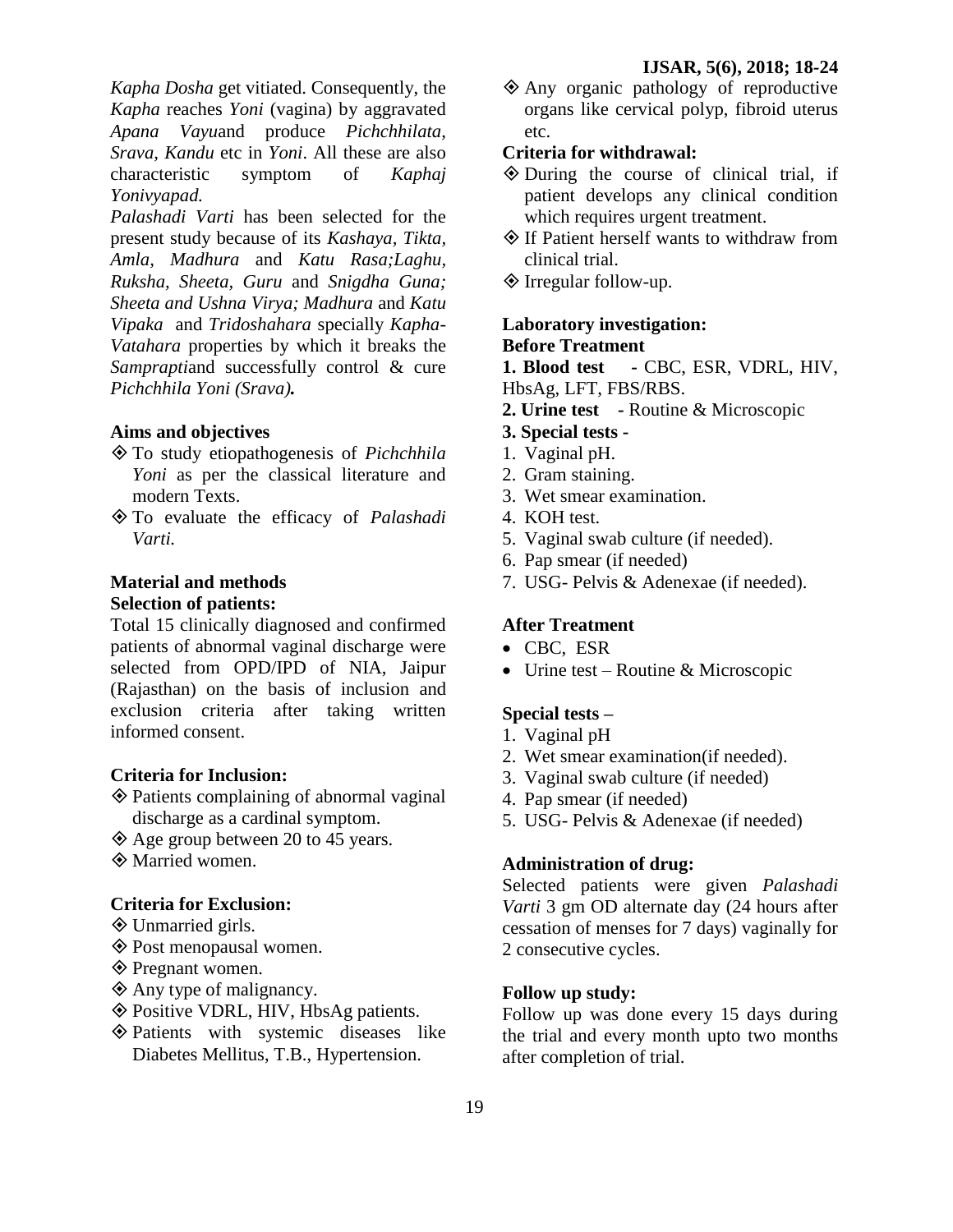*Kapha Dosha* get vitiated. Consequently, the *Kapha* reaches *Yoni* (vagina) by aggravated *Apana Vayu*and produce *Pichchhilata, Srava, Kandu* etc in *Yoni*. All these are also characteristic symptom of *Kaphaj Yonivyapad.*

*Palashadi Varti* has been selected for the present study because of its *Kashaya, Tikta, Amla, Madhura* and *Katu Rasa;Laghu, Ruksha, Sheeta, Guru* and *Snigdha Guna; Sheeta and Ushna Virya; Madhura* and *Katu Vipaka* and *Tridoshahara* specially *Kapha-Vatahara* properties by which it breaks the *Samprapti*and successfully control & cure ***Pichchhila Yoni (Srava).***

### Aims and objectives

- To study etiopathogenesis of *Pichchhila Yoni* as per the classical literature and modern Texts.
- To evaluate the efficacy of *Palashadi Varti.*

### Material and methods

**Selection of patients:**

Total 15 clinically diagnosed and confirmed patients of abnormal vaginal discharge were selected from OPD/IPD of NIA, Jaipur (Rajasthan) on the basis of inclusion and exclusion criteria after taking written informed consent.

**Criteria for Inclusion:**

- Patients complaining of abnormal vaginal discharge as a cardinal symptom.
- Age group between 20 to 45 years.
- Married women.

**Criteria for Exclusion:**

- Unmarried girls.
- Post menopausal women.
- Pregnant women.
- Any type of malignancy.
- Positive VDRL, HIV, HbsAg patients.
- Patients with systemic diseases like Diabetes Mellitus, T.B., Hypertension.
- Any organic pathology of reproductive organs like cervical polyp, fibroid uterus etc.

**Criteria for withdrawal:**

- During the course of clinical trial, if patient develops any clinical condition which requires urgent treatment.
- If Patient herself wants to withdraw from clinical trial.
- Irregular follow-up.

**Laboratory investigation:**

**Before Treatment**

**1. Blood test** - CBC, ESR, VDRL, HIV, HbsAg, LFT, FBS/RBS.

**2. Urine test** - Routine & Microscopic

**3. Special tests -**

1. Vaginal pH.
2. Gram staining.
3. Wet smear examination.
4. KOH test.
5. Vaginal swab culture (if needed).
6. Pap smear (if needed)
7. USG- Pelvis & Adenexae (if needed).

**After Treatment**

- CBC, ESR
- Urine test – Routine & Microscopic

**Special tests –**

1. Vaginal pH
2. Wet smear examination(if needed).
3. Vaginal swab culture (if needed)
4. Pap smear (if needed)
5. USG- Pelvis & Adenexae (if needed)

**Administration of drug:**

Selected patients were given *Palashadi Varti* 3 gm OD alternate day (24 hours after cessation of menses for 7 days) vaginally for 2 consecutive cycles.

**Follow up study:**

Follow up was done every 15 days during the trial and every month upto two months after completion of trial.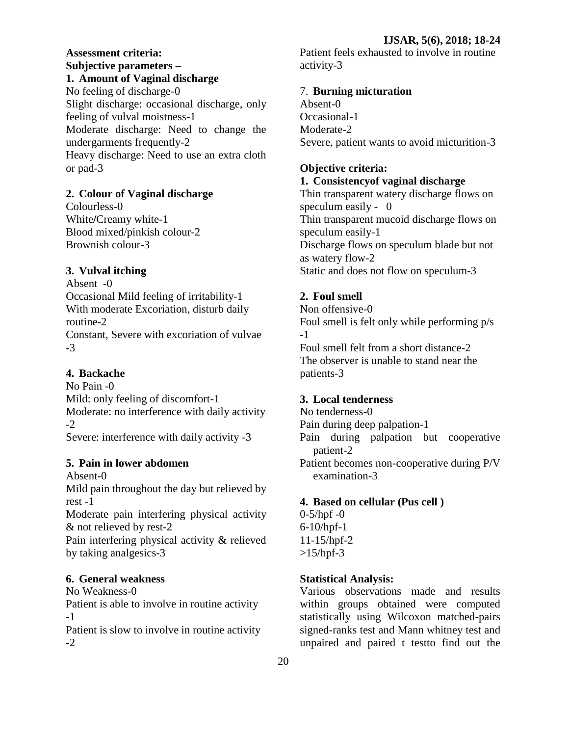**Assessment criteria:**

**Subjective parameters –**

**1. Amount of Vaginal discharge**

No feeling of discharge-0

Slight discharge: occasional discharge, only feeling of vulval moistness-1

Moderate discharge: Need to change the undergarments frequently-2

Heavy discharge: Need to use an extra cloth or pad-3

**2. Colour of Vaginal discharge**

Colourless-0

White/Creamy white-1

Blood mixed/pinkish colour-2

Brownish colour-3

**3. Vulval itching**

Absent -0

Occasional Mild feeling of irritability-1

With moderate Excoriation, disturb daily routine-2

Constant, Severe with excoriation of vulvae -3

**4. Backache**

No Pain -0

Mild: only feeling of discomfort-1

Moderate: no interference with daily activity -2

Severe: interference with daily activity -3

**5. Pain in lower abdomen**

Absent-0

Mild pain throughout the day but relieved by rest -1

Moderate pain interfering physical activity & not relieved by rest-2

Pain interfering physical activity & relieved by taking analgesics-3

**6. General weakness**

No Weakness-0

Patient is able to involve in routine activity -1

Patient is slow to involve in routine activity -2

Patient feels exhausted to involve in routine activity-3

7. **Burning micturation**

Absent-0

Occasional-1

Moderate-2

Severe, patient wants to avoid micturition-3

**Objective criteria:**

**1. Consistencyof vaginal discharge**

Thin transparent watery discharge flows on speculum easily - 0

Thin transparent mucoid discharge flows on speculum easily-1

Discharge flows on speculum blade but not as watery flow-2

Static and does not flow on speculum-3

**2. Foul smell**

Non offensive-0

Foul smell is felt only while performing p/s -1

Foul smell felt from a short distance-2

The observer is unable to stand near the patients-3

**3. Local tenderness**

No tenderness-0

Pain during deep palpation-1

Pain during palpation but cooperative patient-2

Patient becomes non-cooperative during P/V examination-3

**4. Based on cellular (Pus cell )**

0-5/hpf -0

6-10/hpf-1

11-15/hpf-2

>15/hpf-3

**Statistical Analysis:**

Various observations made and results within groups obtained were computed statistically using Wilcoxon matched-pairs signed-ranks test and Mann whitney test and unpaired and paired t testto find out the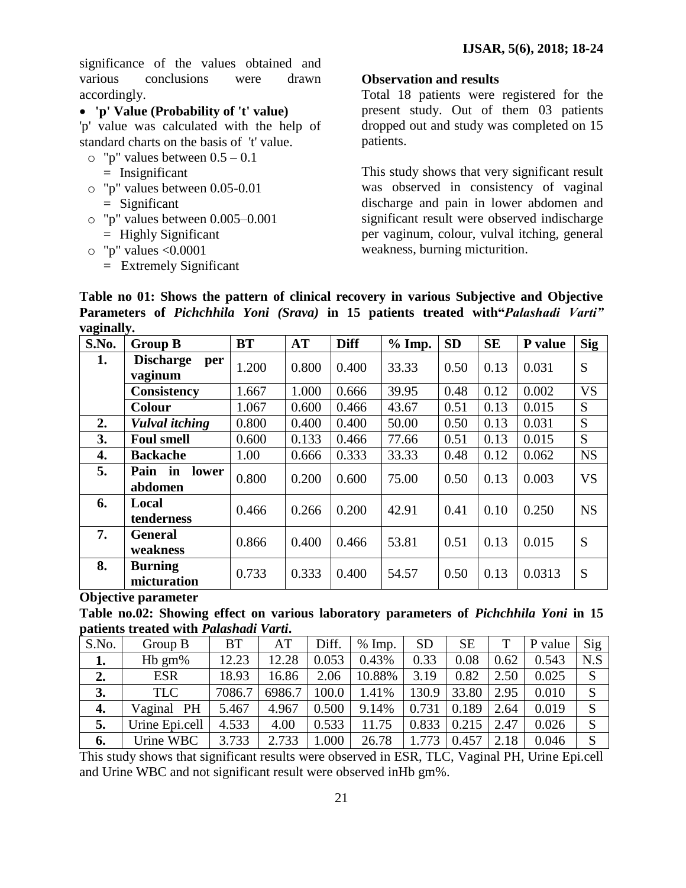significance of the values obtained and various conclusions were drawn accordingly.

- **'p' Value (Probability of 't' value)**

'p' value was calculated with the help of standard charts on the basis of 't' value.

- "p" values between 0.5 – 0.1 = Insignificant
- "p" values between 0.05-0.01 = Significant
- "p" values between 0.005–0.001 = Highly Significant
- "p" values <0.0001 = Extremely Significant

**Observation and results**

Total 18 patients were registered for the present study. Out of them 03 patients dropped out and study was completed on 15 patients.

This study shows that very significant result was observed in consistency of vaginal discharge and pain in lower abdomen and significant result were observed indischarge per vaginum, colour, vulval itching, general weakness, burning micturition.

**Table no 01: Shows the pattern of clinical recovery in various Subjective and Objective Parameters of *Pichchhila Yoni (Srava)* in 15 patients treated with"*Palashadi Varti"* vaginally.**

| S.No. | Group B | BT | AT | Diff | % Imp. | SD | SE | P value | Sig |
|---|---|---|---|---|---|---|---|---|---|
| 1. | Discharge per vaginum | 1.200 | 0.800 | 0.400 | 33.33 | 0.50 | 0.13 | 0.031 | S |
| | Consistency | 1.667 | 1.000 | 0.666 | 39.95 | 0.48 | 0.12 | 0.002 | VS |
| | Colour | 1.067 | 0.600 | 0.466 | 43.67 | 0.51 | 0.13 | 0.015 | S |
| 2. | *Vulval itching* | 0.800 | 0.400 | 0.400 | 50.00 | 0.50 | 0.13 | 0.031 | S |
| 3. | Foul smell | 0.600 | 0.133 | 0.466 | 77.66 | 0.51 | 0.13 | 0.015 | S |
| 4. | Backache | 1.00 | 0.666 | 0.333 | 33.33 | 0.48 | 0.12 | 0.062 | NS |
| 5. | Pain in lower abdomen | 0.800 | 0.200 | 0.600 | 75.00 | 0.50 | 0.13 | 0.003 | VS |
| 6. | Local tenderness | 0.466 | 0.266 | 0.200 | 42.91 | 0.41 | 0.10 | 0.250 | NS |
| 7. | General weakness | 0.866 | 0.400 | 0.466 | 53.81 | 0.51 | 0.13 | 0.015 | S |
| 8. | Burning micturation | 0.733 | 0.333 | 0.400 | 54.57 | 0.50 | 0.13 | 0.0313 | S |

**Objective parameter**

**Table no.02: Showing effect on various laboratory parameters of *Pichchhila Yoni* in 15 patients treated with *Palashadi Varti*.**

| S.No. | Group B | BT | AT | Diff. | % Imp. | SD | SE | T | P value | Sig |
|---|---|---|---|---|---|---|---|---|---|---|
| 1. | Hb gm% | 12.23 | 12.28 | 0.053 | 0.43% | 0.33 | 0.08 | 0.62 | 0.543 | N.S |
| 2. | ESR | 18.93 | 16.86 | 2.06 | 10.88% | 3.19 | 0.82 | 2.50 | 0.025 | S |
| 3. | TLC | 7086.7 | 6986.7 | 100.0 | 1.41% | 130.9 | 33.80 | 2.95 | 0.010 | S |
| 4. | Vaginal PH | 5.467 | 4.967 | 0.500 | 9.14% | 0.731 | 0.189 | 2.64 | 0.019 | S |
| 5. | Urine Epi.cell | 4.533 | 4.00 | 0.533 | 11.75 | 0.833 | 0.215 | 2.47 | 0.026 | S |
| 6. | Urine WBC | 3.733 | 2.733 | 1.000 | 26.78 | 1.773 | 0.457 | 2.18 | 0.046 | S |

This study shows that significant results were observed in ESR, TLC, Vaginal PH, Urine Epi.cell and Urine WBC and not significant result were observed inHb gm%.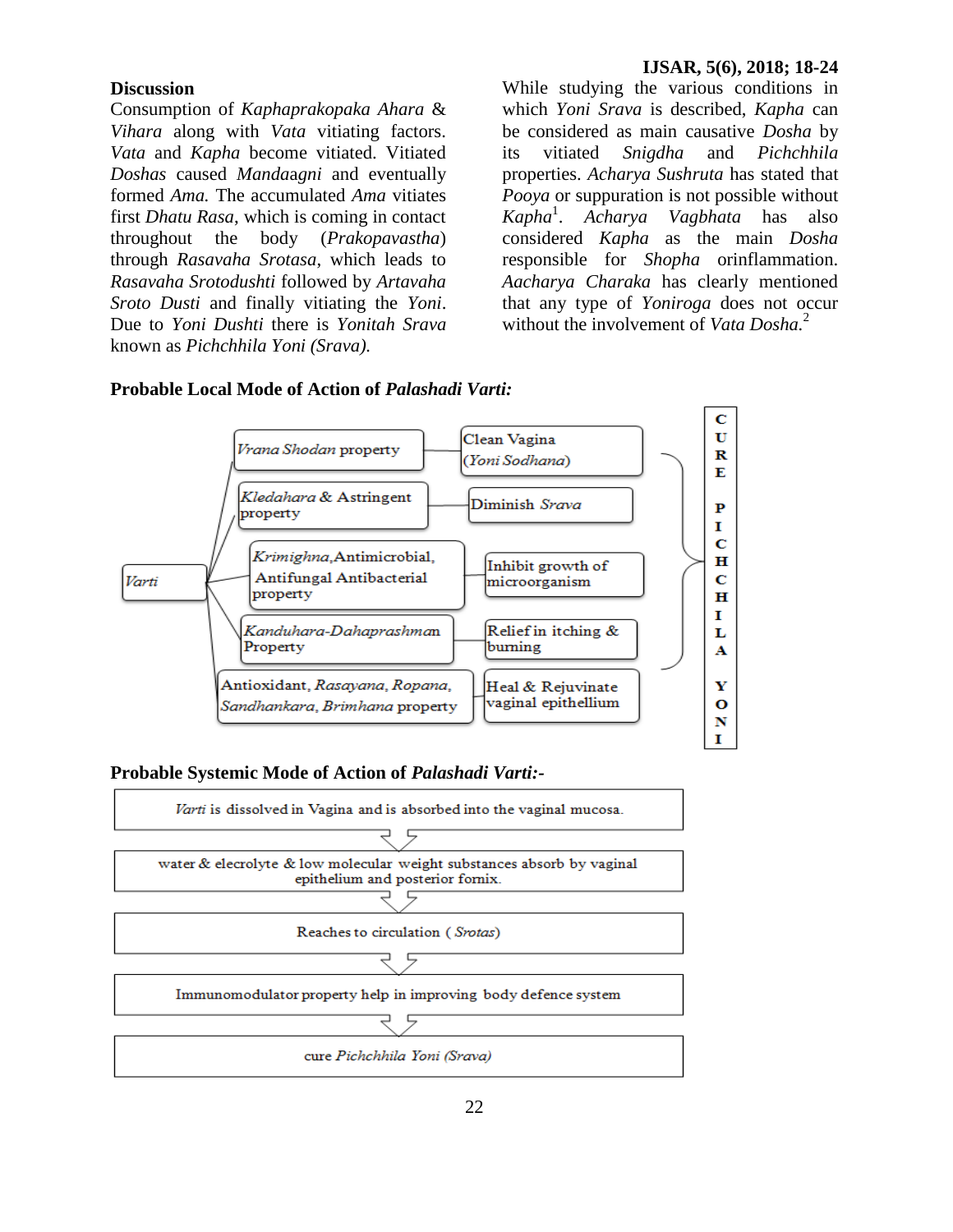## Discussion

Consumption of *Kaphaprakopaka Ahara* & *Vihara* along with *Vata* vitiating factors. *Vata* and *Kapha* become vitiated. Vitiated *Doshas* caused *Mandaagni* and eventually formed *Ama.* The accumulated *Ama* vitiates first *Dhatu Rasa*, which is coming in contact throughout the body (*Prakopavastha*) through *Rasavaha Srotasa*, which leads to *Rasavaha Srotodushti* followed by *Artavaha Sroto Dusti* and finally vitiating the *Yoni*. Due to *Yoni Dushti* there is *Yonitah Srava* known as *Pichchhila Yoni (Srava).*

While studying the various conditions in which *Yoni Srava* is described, *Kapha* can be considered as main causative *Dosha* by its vitiated *Snigdha* and *Pichchhila* properties. *Acharya Sushruta* has stated that *Pooya* or suppuration is not possible without *Kapha*[1]. *Acharya Vagbhata* has also considered *Kapha* as the main *Dosha* responsible for *Shopha* orinflammation. *Aacharya Charaka* has clearly mentioned that any type of *Yoniroga* does not occur without the involvement of *Vata Dosha.*[2]

### Probable Local Mode of Action of *Palashadi Varti:*

*Varti* →
- *Vrana Shodan* property → Clean Vagina (*Yoni Sodhana*)
- *Kledahara* & Astringent property → Diminish *Srava*
- *Krimighna*, Antimicrobial, Antifungal Antibacterial property → Inhibit growth of microorganism
- *Kanduhara-Dahaprashman* Property → Relief in itching & burning
- Antioxidant, *Rasayana*, *Ropana*, *Sandhankara*, *Brimhana* property → Heal & Rejuvinate vaginal epithellium

→ CURE PICHCHHILA YONI

### Probable Systemic Mode of Action of *Palashadi Varti:-*

*Varti* is dissolved in Vagina and is absorbed into the vaginal mucosa.

↓

water & elecrolyte & low molecular weight substances absorb by vaginal epithelium and posterior fornix.

↓

Reaches to circulation ( *Srotas*)

↓

Immunomodulator property help in improving body defence system

↓

cure *Pichchhila Yoni (Srava)*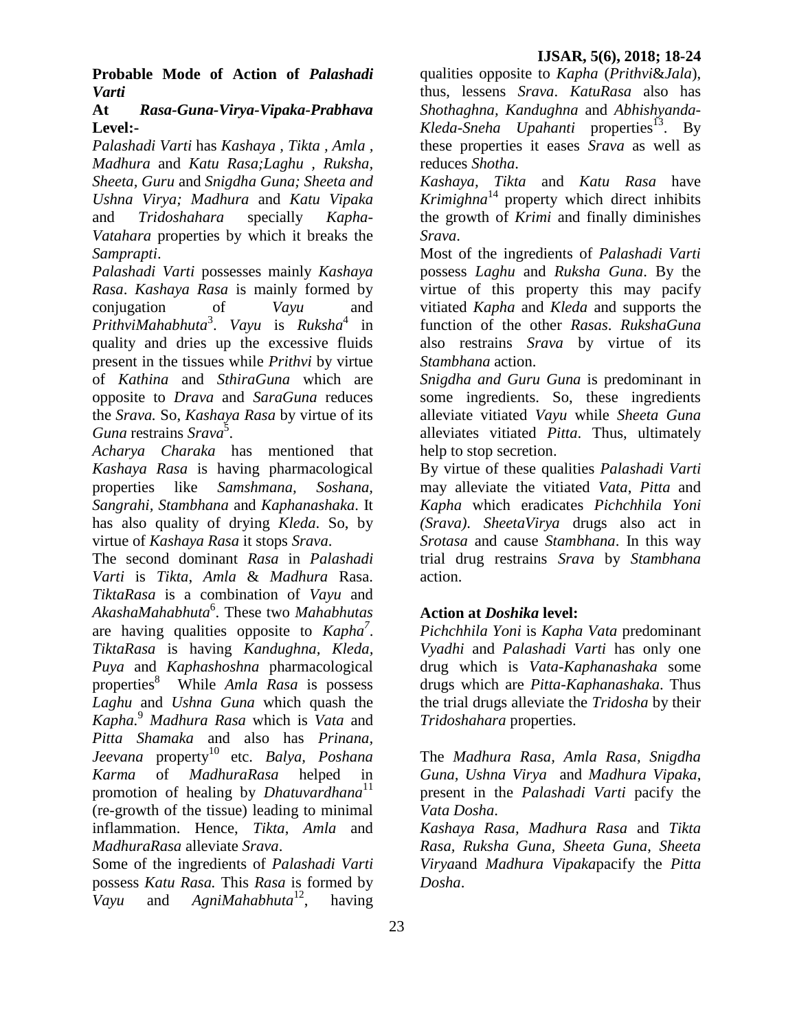**Probable Mode of Action of *Palashadi Varti***

**At *Rasa-Guna-Virya-Vipaka-Prabhava* Level:-**

*Palashadi Varti* has *Kashaya , Tikta , Amla , Madhura* and *Katu Rasa;Laghu , Ruksha, Sheeta, Guru* and *Snigdha Guna; Sheeta and Ushna Virya; Madhura* and *Katu Vipaka* and *Tridoshahara* specially *Kapha-Vatahara* properties by which it breaks the *Samprapti*.

*Palashadi Varti* possesses mainly *Kashaya Rasa*. *Kashaya Rasa* is mainly formed by conjugation of *Vayu* and *PrithviMahabhuta*[3]. *Vayu* is *Ruksha*[4] in quality and dries up the excessive fluids present in the tissues while *Prithvi* by virtue of *Kathina* and *SthiraGuna* which are opposite to *Drava* and *SaraGuna* reduces the *Srava.* So, *Kashaya Rasa* by virtue of its *Guna* restrains *Srava*[5].

*Acharya Charaka* has mentioned that *Kashaya Rasa* is having pharmacological properties like *Samshmana, Soshana, Sangrahi, Stambhana* and *Kaphanashaka*. It has also quality of drying *Kleda*. So, by virtue of *Kashaya Rasa* it stops *Srava*.

The second dominant *Rasa* in *Palashadi Varti* is *Tikta*, *Amla* & *Madhura* Rasa. *TiktaRasa* is a combination of *Vayu* and *AkashaMahabhuta*[6]. These two *Mahabhutas* are having qualities opposite to *Kapha*[7]. *TiktaRasa* is having *Kandughna, Kleda, Puya* and *Kaphashoshna* pharmacological properties[8] While *Amla Rasa* is possess *Laghu* and *Ushna Guna* which quash the *Kapha.*[9] *Madhura Rasa* which is *Vata* and *Pitta Shamaka* and also has *Prinana, Jeevana* property[10] etc. *Balya, Poshana Karma* of *MadhuraRasa* helped in promotion of healing by *Dhatuvardhana*[11] (re-growth of the tissue) leading to minimal inflammation. Hence, *Tikta*, *Amla* and *MadhuraRasa* alleviate *Srava*.

Some of the ingredients of *Palashadi Varti* possess *Katu Rasa.* This *Rasa* is formed by *Vayu* and *AgniMahabhuta*[12], having qualities opposite to *Kapha* (*Prithvi*&*Jala*), thus, lessens *Srava*. *KatuRasa* also has *Shothaghna, Kandughna* and *Abhishyanda-Kleda-Sneha Upahanti* properties[13]. By these properties it eases *Srava* as well as reduces *Shotha*.

*Kashaya, Tikta* and *Katu Rasa* have *Krimighna*[14] property which direct inhibits the growth of *Krimi* and finally diminishes *Srava*.

Most of the ingredients of *Palashadi Varti* possess *Laghu* and *Ruksha Guna*. By the virtue of this property this may pacify vitiated *Kapha* and *Kleda* and supports the function of the other *Rasas*. *RukshaGuna* also restrains *Srava* by virtue of its *Stambhana* action.

*Snigdha and Guru Guna* is predominant in some ingredients. So, these ingredients alleviate vitiated *Vayu* while *Sheeta Guna* alleviates vitiated *Pitta*. Thus, ultimately help to stop secretion.

By virtue of these qualities *Palashadi Varti* may alleviate the vitiated *Vata*, *Pitta* and *Kapha* which eradicates *Pichchhila Yoni (Srava)*. *SheetaVirya* drugs also act in *Srotasa* and cause *Stambhana*. In this way trial drug restrains *Srava* by *Stambhana* action.

**Action at *Doshika* level:**

*Pichchhila Yoni* is *Kapha Vata* predominant *Vyadhi* and *Palashadi Varti* has only one drug which is *Vata-Kaphanashaka* some drugs which are *Pitta-Kaphanashaka*. Thus the trial drugs alleviate the *Tridosha* by their *Tridoshahara* properties.

The *Madhura Rasa, Amla Rasa, Snigdha Guna, Ushna Virya* and *Madhura Vipaka,* present in the *Palashadi Varti* pacify the *Vata Dosha*.

*Kashaya Rasa*, *Madhura Rasa* and *Tikta Rasa*, *Ruksha Guna*, *Sheeta Guna*, *Sheeta Virya*and *Madhura Vipaka*pacify the *Pitta Dosha*.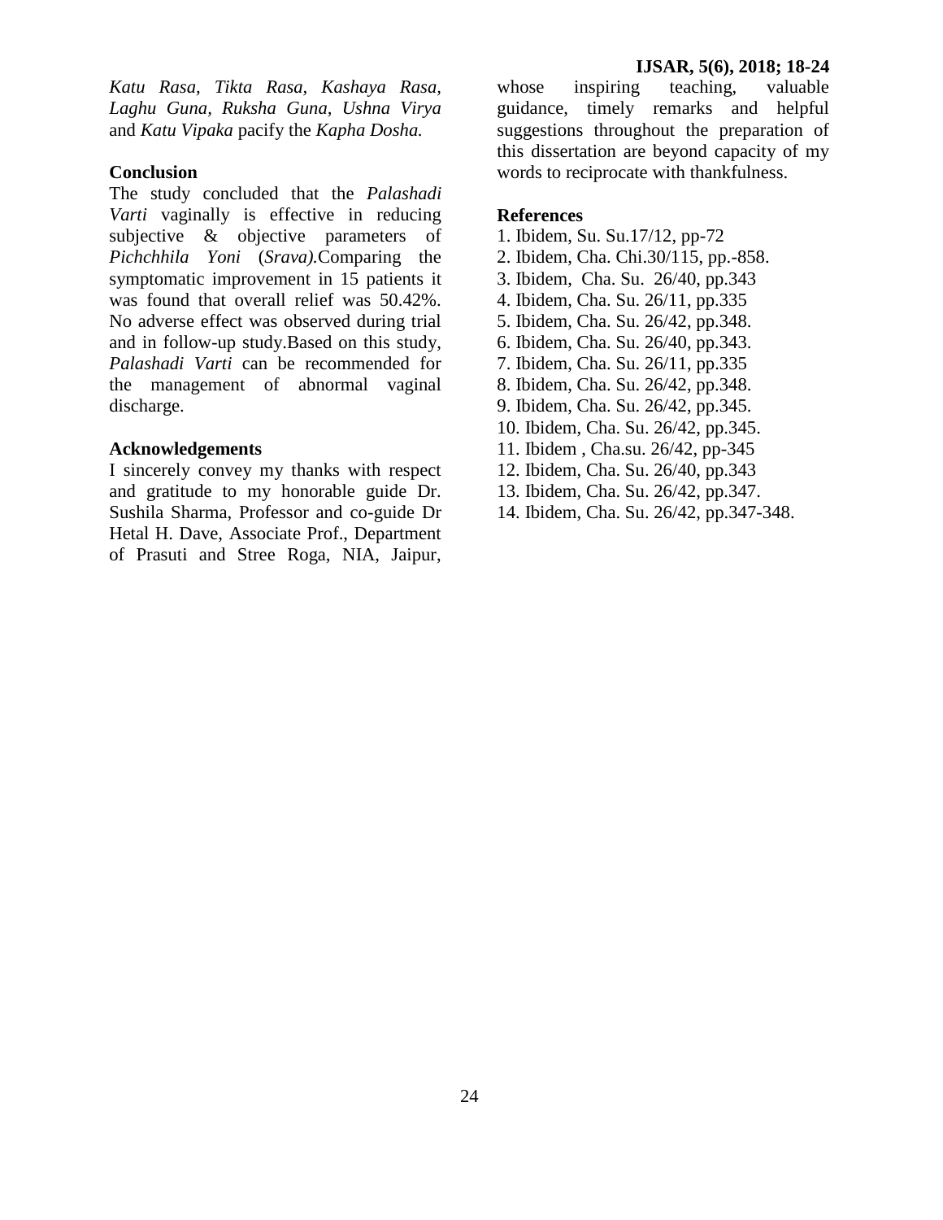*Katu Rasa, Tikta Rasa, Kashaya Rasa, Laghu Guna, Ruksha Guna, Ushna Virya* and *Katu Vipaka* pacify the *Kapha Dosha.*

**Conclusion**

The study concluded that the *Palashadi Varti* vaginally is effective in reducing subjective & objective parameters of *Pichchhila Yoni* (*Srava).*Comparing the symptomatic improvement in 15 patients it was found that overall relief was 50.42%. No adverse effect was observed during trial and in follow-up study.Based on this study, *Palashadi Varti* can be recommended for the management of abnormal vaginal discharge.

**Acknowledgements**

I sincerely convey my thanks with respect and gratitude to my honorable guide Dr. Sushila Sharma, Professor and co-guide Dr Hetal H. Dave, Associate Prof., Department of Prasuti and Stree Roga, NIA, Jaipur, whose inspiring teaching, valuable guidance, timely remarks and helpful suggestions throughout the preparation of this dissertation are beyond capacity of my words to reciprocate with thankfulness.

**References**

1. Ibidem, Su. Su.17/12, pp-72
2. Ibidem, Cha. Chi.30/115, pp.-858.
3. Ibidem, Cha. Su. 26/40, pp.343
4. Ibidem, Cha. Su. 26/11, pp.335
5. Ibidem, Cha. Su. 26/42, pp.348.
6. Ibidem, Cha. Su. 26/40, pp.343.
7. Ibidem, Cha. Su. 26/11, pp.335
8. Ibidem, Cha. Su. 26/42, pp.348.
9. Ibidem, Cha. Su. 26/42, pp.345.
10. Ibidem, Cha. Su. 26/42, pp.345.
11. Ibidem , Cha.su. 26/42, pp-345
12. Ibidem, Cha. Su. 26/40, pp.343
13. Ibidem, Cha. Su. 26/42, pp.347.
14. Ibidem, Cha. Su. 26/42, pp.347-348.